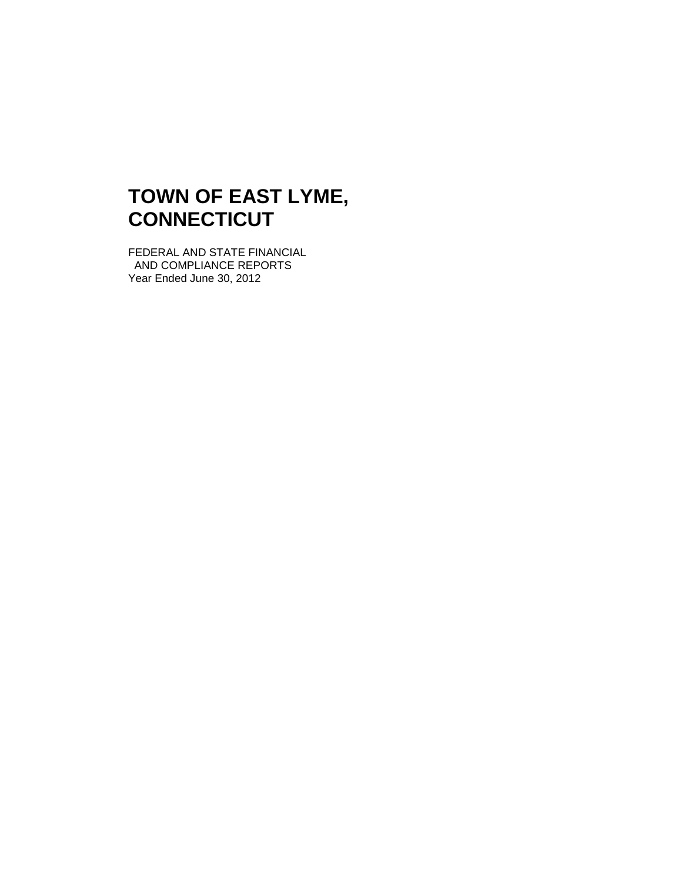# TOWN OF EAST LYME, CONNECTICUT

FEDERAL AND STATE FINANCIAL
AND COMPLIANCE REPORTS
Year Ended June 30, 2012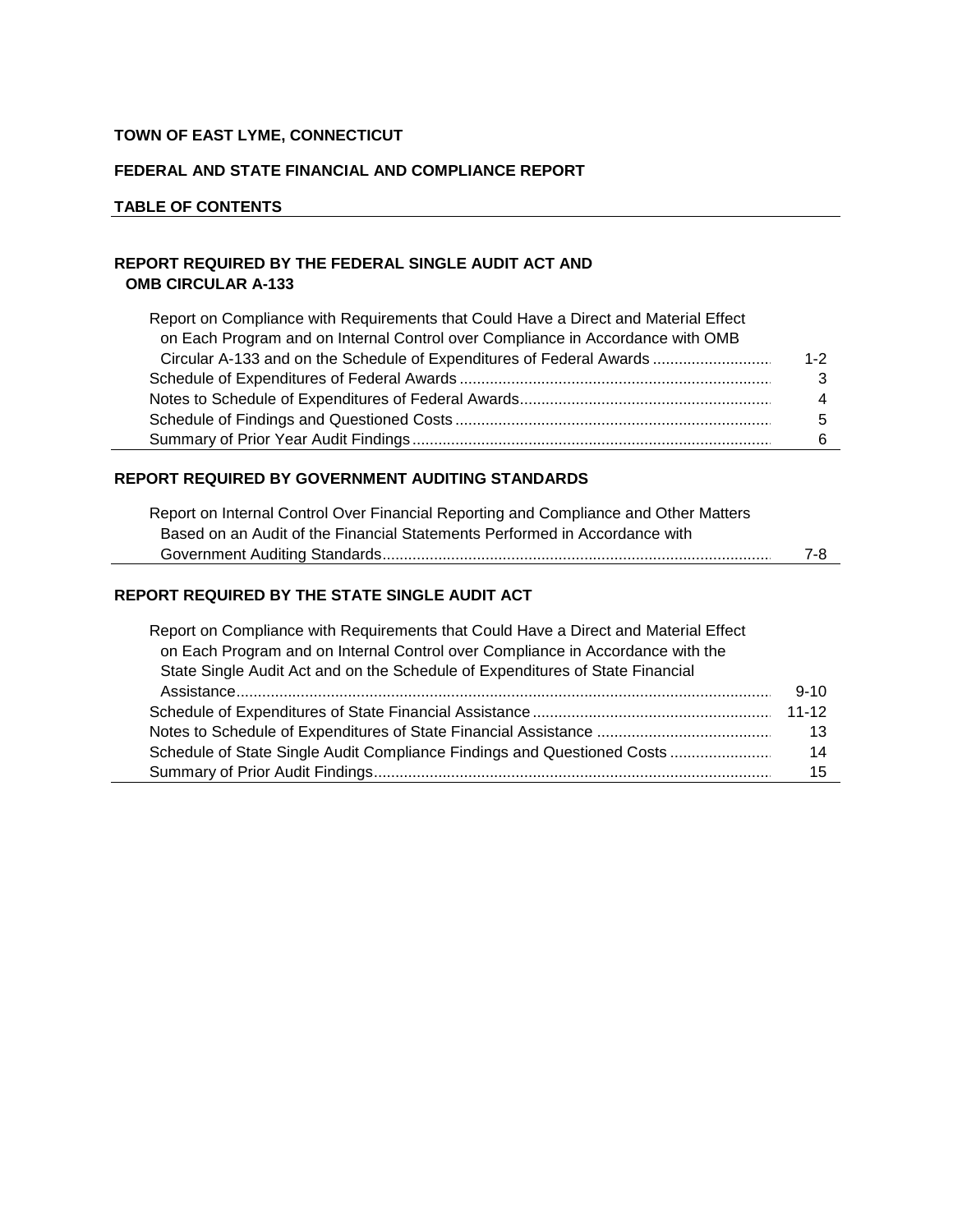**TOWN OF EAST LYME, CONNECTICUT**

**FEDERAL AND STATE FINANCIAL AND COMPLIANCE REPORT**

**TABLE OF CONTENTS**

**REPORT REQUIRED BY THE FEDERAL SINGLE AUDIT ACT AND OMB CIRCULAR A-133**

| | |
|---|---|
| Report on Compliance with Requirements that Could Have a Direct and Material Effect on Each Program and on Internal Control over Compliance in Accordance with OMB Circular A-133 and on the Schedule of Expenditures of Federal Awards | 1-2 |
| Schedule of Expenditures of Federal Awards | 3 |
| Notes to Schedule of Expenditures of Federal Awards | 4 |
| Schedule of Findings and Questioned Costs | 5 |
| Summary of Prior Year Audit Findings | 6 |

**REPORT REQUIRED BY GOVERNMENT AUDITING STANDARDS**

| | |
|---|---|
| Report on Internal Control Over Financial Reporting and Compliance and Other Matters Based on an Audit of the Financial Statements Performed in Accordance with Government Auditing Standards | 7-8 |

**REPORT REQUIRED BY THE STATE SINGLE AUDIT ACT**

| | |
|---|---|
| Report on Compliance with Requirements that Could Have a Direct and Material Effect on Each Program and on Internal Control over Compliance in Accordance with the State Single Audit Act and on the Schedule of Expenditures of State Financial Assistance | 9-10 |
| Schedule of Expenditures of State Financial Assistance | 11-12 |
| Notes to Schedule of Expenditures of State Financial Assistance | 13 |
| Schedule of State Single Audit Compliance Findings and Questioned Costs | 14 |
| Summary of Prior Audit Findings | 15 |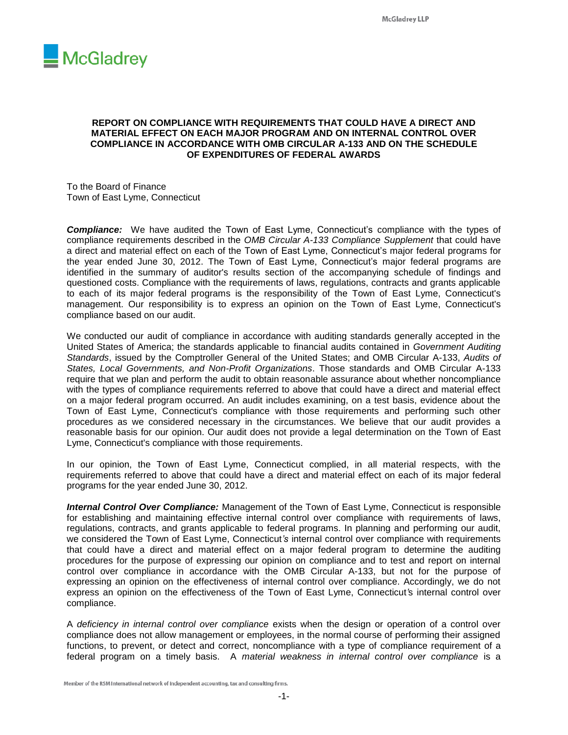McGladrey

**REPORT ON COMPLIANCE WITH REQUIREMENTS THAT COULD HAVE A DIRECT AND MATERIAL EFFECT ON EACH MAJOR PROGRAM AND ON INTERNAL CONTROL OVER COMPLIANCE IN ACCORDANCE WITH OMB CIRCULAR A-133 AND ON THE SCHEDULE OF EXPENDITURES OF FEDERAL AWARDS**

To the Board of Finance
Town of East Lyme, Connecticut

***Compliance:*** We have audited the Town of East Lyme, Connecticut's compliance with the types of compliance requirements described in the *OMB Circular A-133 Compliance Supplement* that could have a direct and material effect on each of the Town of East Lyme, Connecticut's major federal programs for the year ended June 30, 2012. The Town of East Lyme, Connecticut's major federal programs are identified in the summary of auditor's results section of the accompanying schedule of findings and questioned costs. Compliance with the requirements of laws, regulations, contracts and grants applicable to each of its major federal programs is the responsibility of the Town of East Lyme, Connecticut's management. Our responsibility is to express an opinion on the Town of East Lyme, Connecticut's compliance based on our audit.

We conducted our audit of compliance in accordance with auditing standards generally accepted in the United States of America; the standards applicable to financial audits contained in *Government Auditing Standards*, issued by the Comptroller General of the United States; and OMB Circular A-133, *Audits of States, Local Governments, and Non-Profit Organizations*. Those standards and OMB Circular A-133 require that we plan and perform the audit to obtain reasonable assurance about whether noncompliance with the types of compliance requirements referred to above that could have a direct and material effect on a major federal program occurred. An audit includes examining, on a test basis, evidence about the Town of East Lyme, Connecticut's compliance with those requirements and performing such other procedures as we considered necessary in the circumstances. We believe that our audit provides a reasonable basis for our opinion. Our audit does not provide a legal determination on the Town of East Lyme, Connecticut's compliance with those requirements.

In our opinion, the Town of East Lyme, Connecticut complied, in all material respects, with the requirements referred to above that could have a direct and material effect on each of its major federal programs for the year ended June 30, 2012.

***Internal Control Over Compliance:*** Management of the Town of East Lyme, Connecticut is responsible for establishing and maintaining effective internal control over compliance with requirements of laws, regulations, contracts, and grants applicable to federal programs. In planning and performing our audit, we considered the Town of East Lyme, Connecticut's internal control over compliance with requirements that could have a direct and material effect on a major federal program to determine the auditing procedures for the purpose of expressing our opinion on compliance and to test and report on internal control over compliance in accordance with the OMB Circular A-133, but not for the purpose of expressing an opinion on the effectiveness of internal control over compliance. Accordingly, we do not express an opinion on the effectiveness of the Town of East Lyme, Connecticut's internal control over compliance.

A *deficiency in internal control over compliance* exists when the design or operation of a control over compliance does not allow management or employees, in the normal course of performing their assigned functions, to prevent, or detect and correct, noncompliance with a type of compliance requirement of a federal program on a timely basis. A *material weakness in internal control over compliance* is a

Member of the RSM International network of independent accounting, tax and consulting firms.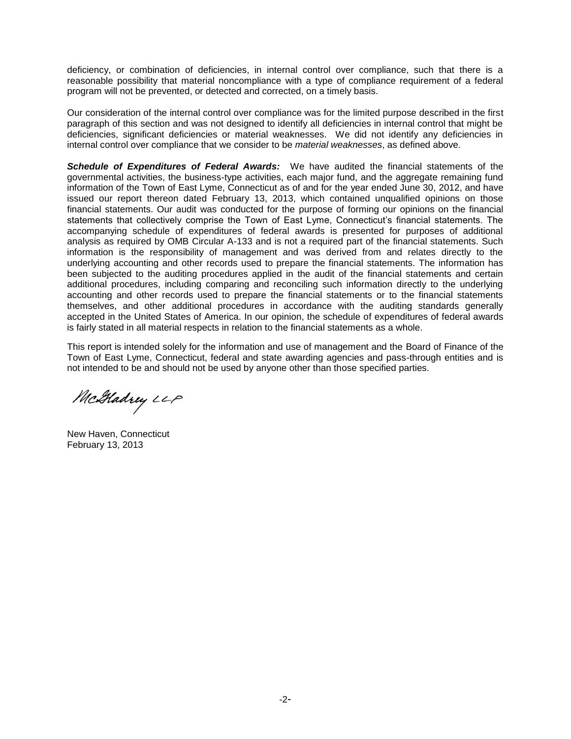deficiency, or combination of deficiencies, in internal control over compliance, such that there is a reasonable possibility that material noncompliance with a type of compliance requirement of a federal program will not be prevented, or detected and corrected, on a timely basis.

Our consideration of the internal control over compliance was for the limited purpose described in the first paragraph of this section and was not designed to identify all deficiencies in internal control that might be deficiencies, significant deficiencies or material weaknesses. We did not identify any deficiencies in internal control over compliance that we consider to be *material weaknesses*, as defined above.

***Schedule of Expenditures of Federal Awards:*** We have audited the financial statements of the governmental activities, the business-type activities, each major fund, and the aggregate remaining fund information of the Town of East Lyme, Connecticut as of and for the year ended June 30, 2012, and have issued our report thereon dated February 13, 2013, which contained unqualified opinions on those financial statements. Our audit was conducted for the purpose of forming our opinions on the financial statements that collectively comprise the Town of East Lyme, Connecticut's financial statements. The accompanying schedule of expenditures of federal awards is presented for purposes of additional analysis as required by OMB Circular A-133 and is not a required part of the financial statements. Such information is the responsibility of management and was derived from and relates directly to the underlying accounting and other records used to prepare the financial statements. The information has been subjected to the auditing procedures applied in the audit of the financial statements and certain additional procedures, including comparing and reconciling such information directly to the underlying accounting and other records used to prepare the financial statements or to the financial statements themselves, and other additional procedures in accordance with the auditing standards generally accepted in the United States of America. In our opinion, the schedule of expenditures of federal awards is fairly stated in all material respects in relation to the financial statements as a whole.

This report is intended solely for the information and use of management and the Board of Finance of the Town of East Lyme, Connecticut, federal and state awarding agencies and pass-through entities and is not intended to be and should not be used by anyone other than those specified parties.

McGladrey LLP

New Haven, Connecticut
February 13, 2013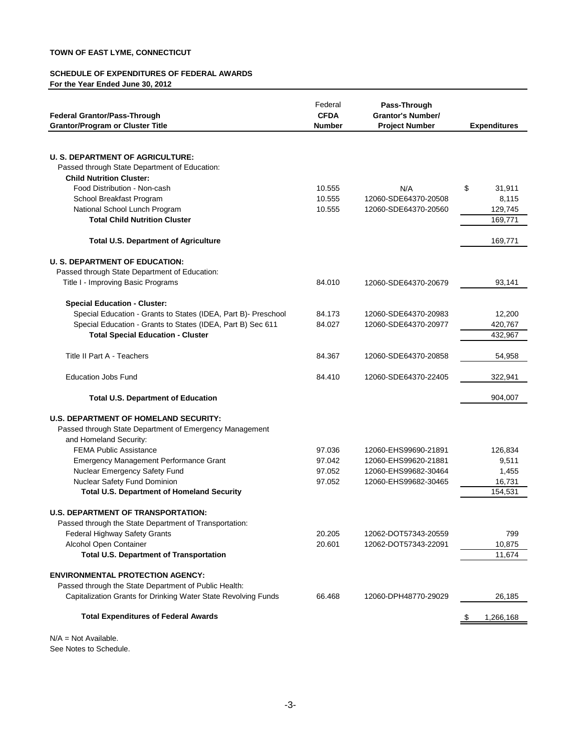**TOWN OF EAST LYME, CONNECTICUT**

**SCHEDULE OF EXPENDITURES OF FEDERAL AWARDS**
**For the Year Ended June 30, 2012**

| Federal Grantor/Pass-Through Grantor/Program or Cluster Title | Federal CFDA Number | Pass-Through Grantor's Number/ Project Number | Expenditures |
|---|---|---|---|
| **U. S. DEPARTMENT OF AGRICULTURE:** | | | |
| Passed through State Department of Education: | | | |
| **Child Nutrition Cluster:** | | | |
| Food Distribution - Non-cash | 10.555 | N/A | $ 31,911 |
| School Breakfast Program | 10.555 | 12060-SDE64370-20508 | 8,115 |
| National School Lunch Program | 10.555 | 12060-SDE64370-20560 | 129,745 |
| **Total Child Nutrition Cluster** | | | 169,771 |
| **Total U.S. Department of Agriculture** | | | 169,771 |
| **U. S. DEPARTMENT OF EDUCATION:** | | | |
| Passed through State Department of Education: | | | |
| Title I - Improving Basic Programs | 84.010 | 12060-SDE64370-20679 | 93,141 |
| **Special Education - Cluster:** | | | |
| Special Education - Grants to States (IDEA, Part B)- Preschool | 84.173 | 12060-SDE64370-20983 | 12,200 |
| Special Education - Grants to States (IDEA, Part B) Sec 611 | 84.027 | 12060-SDE64370-20977 | 420,767 |
| **Total Special Education - Cluster** | | | 432,967 |
| Title II Part A - Teachers | 84.367 | 12060-SDE64370-20858 | 54,958 |
| Education Jobs Fund | 84.410 | 12060-SDE64370-22405 | 322,941 |
| **Total U.S. Department of Education** | | | 904,007 |
| **U.S. DEPARTMENT OF HOMELAND SECURITY:** | | | |
| Passed through State Department of Emergency Management and Homeland Security: | | | |
| FEMA Public Assistance | 97.036 | 12060-EHS99690-21891 | 126,834 |
| Emergency Management Performance Grant | 97.042 | 12060-EHS99620-21881 | 9,511 |
| Nuclear Emergency Safety Fund | 97.052 | 12060-EHS99682-30464 | 1,455 |
| Nuclear Safety Fund Dominion | 97.052 | 12060-EHS99682-30465 | 16,731 |
| **Total U.S. Department of Homeland Security** | | | 154,531 |
| **U.S. DEPARTMENT OF TRANSPORTATION:** | | | |
| Passed through the State Department of Transportation: | | | |
| Federal Highway Safety Grants | 20.205 | 12062-DOT57343-20559 | 799 |
| Alcohol Open Container | 20.601 | 12062-DOT57343-22091 | 10,875 |
| **Total U.S. Department of Transportation** | | | 11,674 |
| **ENVIRONMENTAL PROTECTION AGENCY:** | | | |
| Passed through the State Department of Public Health: | | | |
| Capitalization Grants for Drinking Water State Revolving Funds | 66.468 | 12060-DPH48770-29029 | 26,185 |
| **Total Expenditures of Federal Awards** | | | $ 1,266,168 |

N/A = Not Available.
See Notes to Schedule.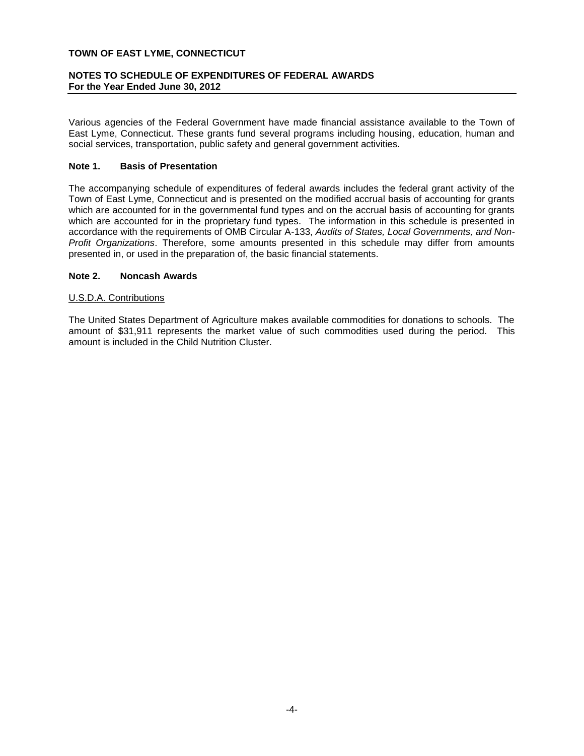**TOWN OF EAST LYME, CONNECTICUT**

**NOTES TO SCHEDULE OF EXPENDITURES OF FEDERAL AWARDS**
**For the Year Ended June 30, 2012**

Various agencies of the Federal Government have made financial assistance available to the Town of East Lyme, Connecticut. These grants fund several programs including housing, education, human and social services, transportation, public safety and general government activities.

### Note 1. Basis of Presentation

The accompanying schedule of expenditures of federal awards includes the federal grant activity of the Town of East Lyme, Connecticut and is presented on the modified accrual basis of accounting for grants which are accounted for in the governmental fund types and on the accrual basis of accounting for grants which are accounted for in the proprietary fund types. The information in this schedule is presented in accordance with the requirements of OMB Circular A-133, *Audits of States, Local Governments, and Non-Profit Organizations*. Therefore, some amounts presented in this schedule may differ from amounts presented in, or used in the preparation of, the basic financial statements.

### Note 2. Noncash Awards

U.S.D.A. Contributions

The United States Department of Agriculture makes available commodities for donations to schools. The amount of $31,911 represents the market value of such commodities used during the period. This amount is included in the Child Nutrition Cluster.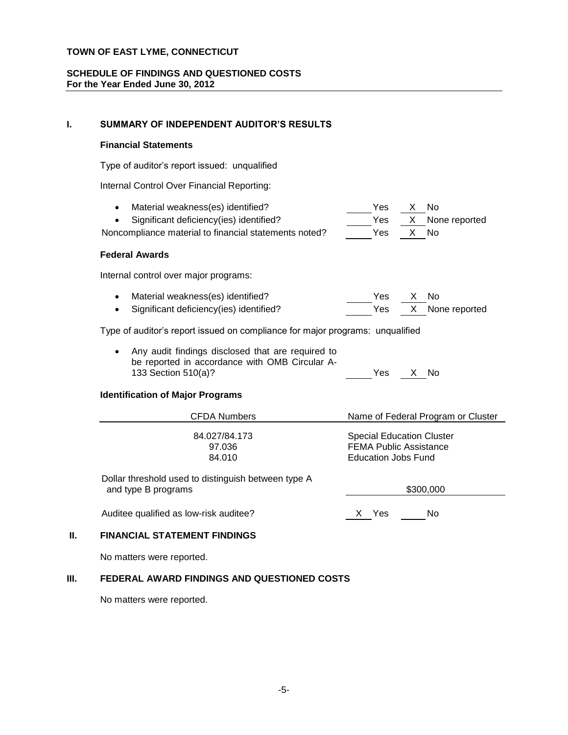**TOWN OF EAST LYME, CONNECTICUT**

**SCHEDULE OF FINDINGS AND QUESTIONED COSTS**
**For the Year Ended June 30, 2012**

## I. SUMMARY OF INDEPENDENT AUDITOR'S RESULTS

### Financial Statements

Type of auditor's report issued: unqualified

Internal Control Over Financial Reporting:

- Material weakness(es) identified? ____ Yes __X__ No
- Significant deficiency(ies) identified? ____ Yes __X__ None reported

Noncompliance material to financial statements noted? ____ Yes __X__ No

### Federal Awards

Internal control over major programs:

- Material weakness(es) identified? ____ Yes __X__ No
- Significant deficiency(ies) identified? ____ Yes __X__ None reported

Type of auditor's report issued on compliance for major programs: unqualified

- Any audit findings disclosed that are required to be reported in accordance with OMB Circular A-133 Section 510(a)? ____ Yes __X__ No

### Identification of Major Programs

| CFDA Numbers | Name of Federal Program or Cluster |
|---|---|
| 84.027/84.173 | Special Education Cluster |
| 97.036 | FEMA Public Assistance |
| 84.010 | Education Jobs Fund |

Dollar threshold used to distinguish between type A and type B programs: $300,000

Auditee qualified as low-risk auditee? __X__ Yes ____ No

## II. FINANCIAL STATEMENT FINDINGS

No matters were reported.

## III. FEDERAL AWARD FINDINGS AND QUESTIONED COSTS

No matters were reported.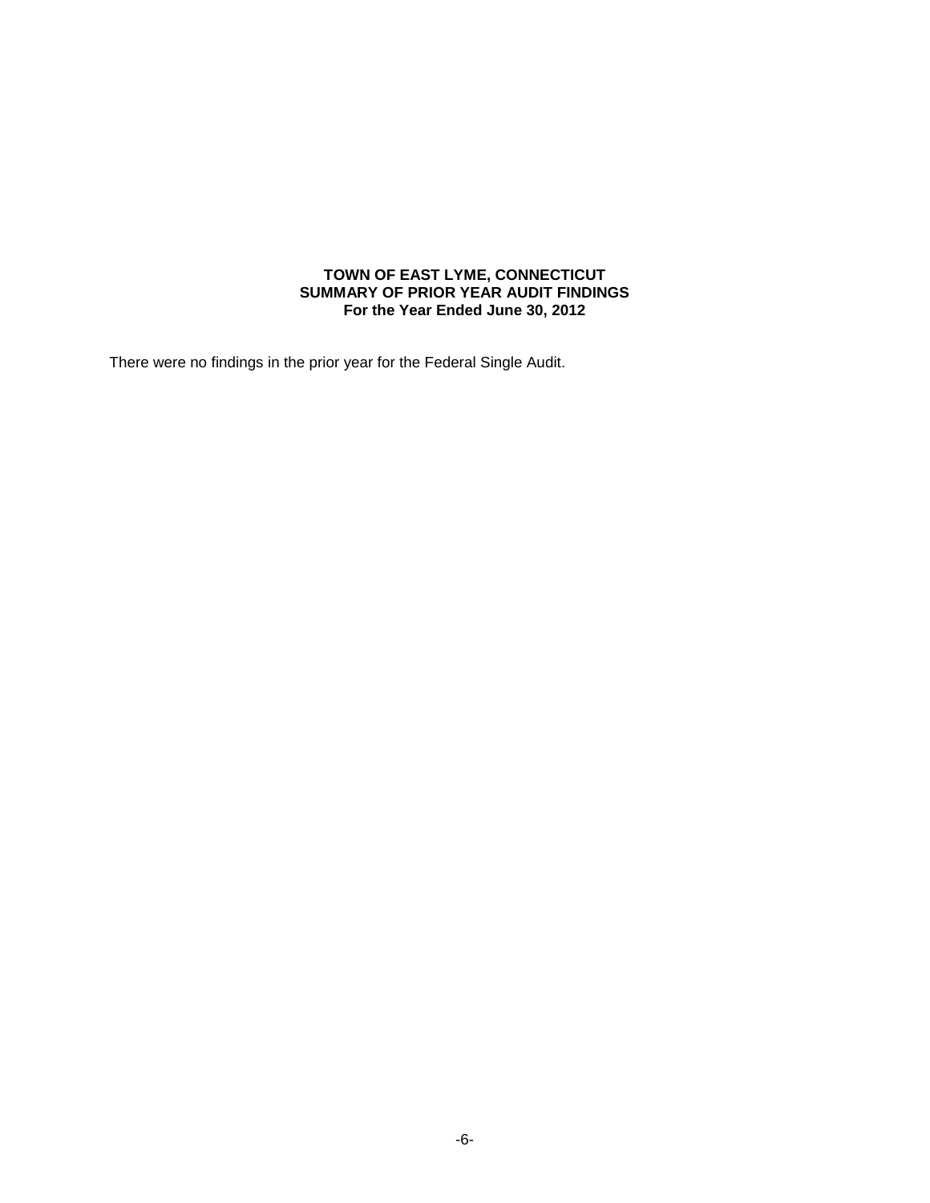# TOWN OF EAST LYME, CONNECTICUT
## SUMMARY OF PRIOR YEAR AUDIT FINDINGS
### For the Year Ended June 30, 2012

There were no findings in the prior year for the Federal Single Audit.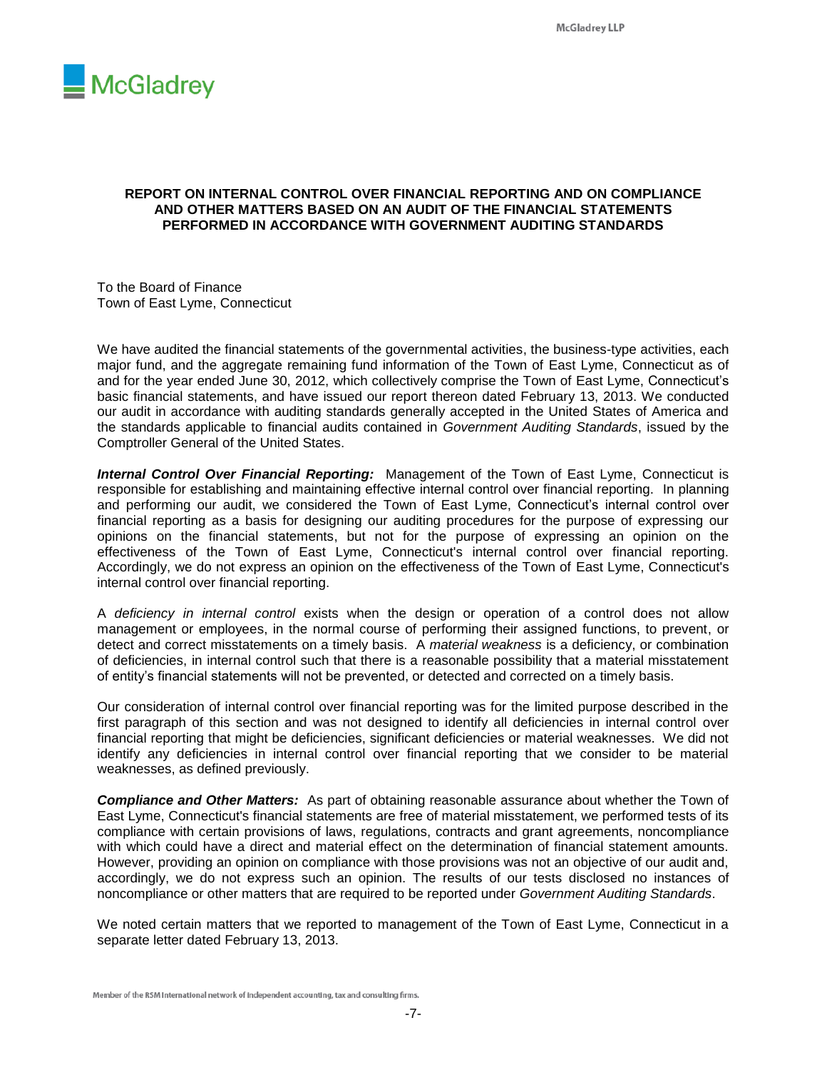## REPORT ON INTERNAL CONTROL OVER FINANCIAL REPORTING AND ON COMPLIANCE AND OTHER MATTERS BASED ON AN AUDIT OF THE FINANCIAL STATEMENTS PERFORMED IN ACCORDANCE WITH GOVERNMENT AUDITING STANDARDS

To the Board of Finance
Town of East Lyme, Connecticut

We have audited the financial statements of the governmental activities, the business-type activities, each major fund, and the aggregate remaining fund information of the Town of East Lyme, Connecticut as of and for the year ended June 30, 2012, which collectively comprise the Town of East Lyme, Connecticut's basic financial statements, and have issued our report thereon dated February 13, 2013. We conducted our audit in accordance with auditing standards generally accepted in the United States of America and the standards applicable to financial audits contained in *Government Auditing Standards*, issued by the Comptroller General of the United States.

***Internal Control Over Financial Reporting:*** Management of the Town of East Lyme, Connecticut is responsible for establishing and maintaining effective internal control over financial reporting. In planning and performing our audit, we considered the Town of East Lyme, Connecticut's internal control over financial reporting as a basis for designing our auditing procedures for the purpose of expressing our opinions on the financial statements, but not for the purpose of expressing an opinion on the effectiveness of the Town of East Lyme, Connecticut's internal control over financial reporting. Accordingly, we do not express an opinion on the effectiveness of the Town of East Lyme, Connecticut's internal control over financial reporting.

A *deficiency in internal control* exists when the design or operation of a control does not allow management or employees, in the normal course of performing their assigned functions, to prevent, or detect and correct misstatements on a timely basis. A *material weakness* is a deficiency, or combination of deficiencies, in internal control such that there is a reasonable possibility that a material misstatement of entity's financial statements will not be prevented, or detected and corrected on a timely basis.

Our consideration of internal control over financial reporting was for the limited purpose described in the first paragraph of this section and was not designed to identify all deficiencies in internal control over financial reporting that might be deficiencies, significant deficiencies or material weaknesses. We did not identify any deficiencies in internal control over financial reporting that we consider to be material weaknesses, as defined previously.

***Compliance and Other Matters:*** As part of obtaining reasonable assurance about whether the Town of East Lyme, Connecticut's financial statements are free of material misstatement, we performed tests of its compliance with certain provisions of laws, regulations, contracts and grant agreements, noncompliance with which could have a direct and material effect on the determination of financial statement amounts. However, providing an opinion on compliance with those provisions was not an objective of our audit and, accordingly, we do not express such an opinion. The results of our tests disclosed no instances of noncompliance or other matters that are required to be reported under *Government Auditing Standards*.

We noted certain matters that we reported to management of the Town of East Lyme, Connecticut in a separate letter dated February 13, 2013.

Member of the RSM International network of independent accounting, tax and consulting firms.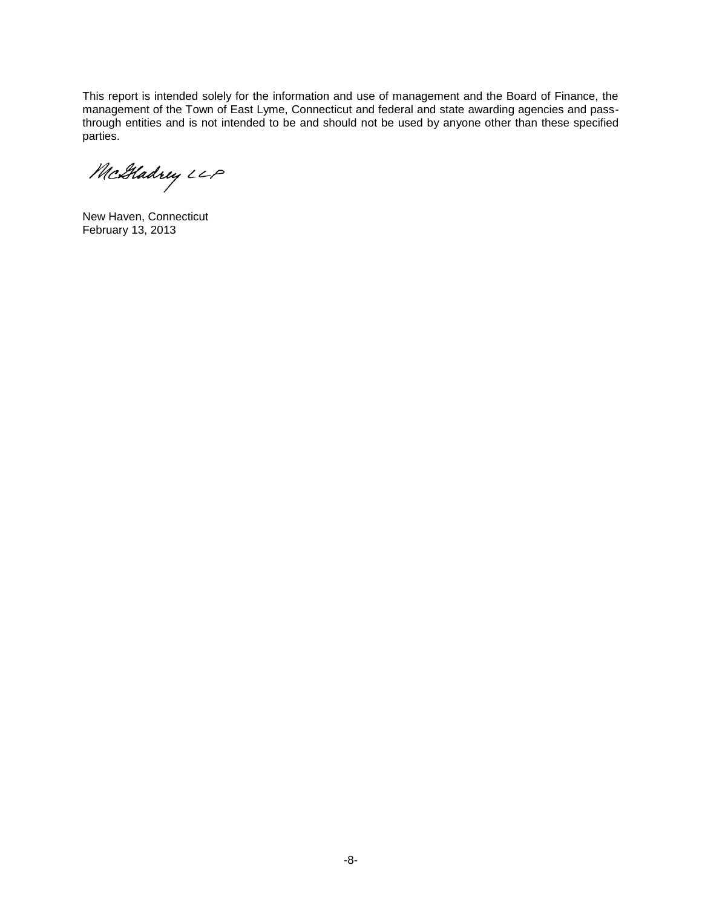This report is intended solely for the information and use of management and the Board of Finance, the management of the Town of East Lyme, Connecticut and federal and state awarding agencies and pass-through entities and is not intended to be and should not be used by anyone other than these specified parties.

McGladrey LLP

New Haven, Connecticut
February 13, 2013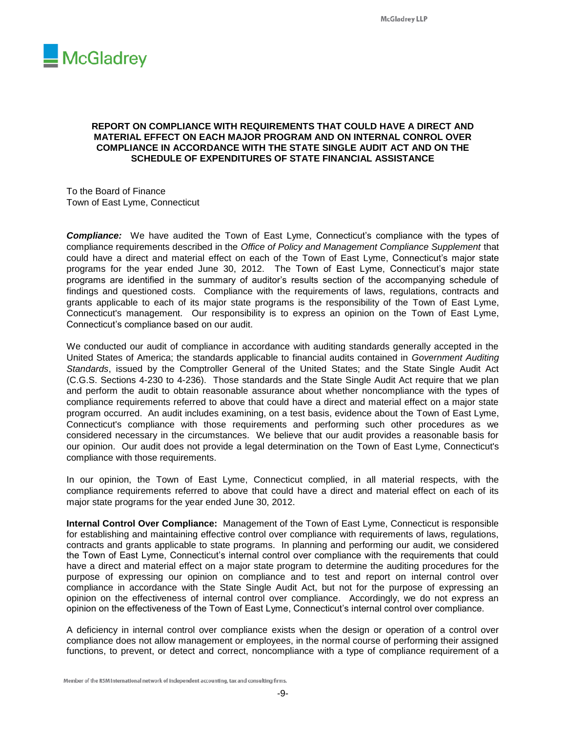## REPORT ON COMPLIANCE WITH REQUIREMENTS THAT COULD HAVE A DIRECT AND MATERIAL EFFECT ON EACH MAJOR PROGRAM AND ON INTERNAL CONROL OVER COMPLIANCE IN ACCORDANCE WITH THE STATE SINGLE AUDIT ACT AND ON THE SCHEDULE OF EXPENDITURES OF STATE FINANCIAL ASSISTANCE

To the Board of Finance
Town of East Lyme, Connecticut

***Compliance:*** We have audited the Town of East Lyme, Connecticut's compliance with the types of compliance requirements described in the *Office of Policy and Management Compliance Supplement* that could have a direct and material effect on each of the Town of East Lyme, Connecticut's major state programs for the year ended June 30, 2012. The Town of East Lyme, Connecticut's major state programs are identified in the summary of auditor's results section of the accompanying schedule of findings and questioned costs. Compliance with the requirements of laws, regulations, contracts and grants applicable to each of its major state programs is the responsibility of the Town of East Lyme, Connecticut's management. Our responsibility is to express an opinion on the Town of East Lyme, Connecticut's compliance based on our audit.

We conducted our audit of compliance in accordance with auditing standards generally accepted in the United States of America; the standards applicable to financial audits contained in *Government Auditing Standards*, issued by the Comptroller General of the United States; and the State Single Audit Act (C.G.S. Sections 4-230 to 4-236). Those standards and the State Single Audit Act require that we plan and perform the audit to obtain reasonable assurance about whether noncompliance with the types of compliance requirements referred to above that could have a direct and material effect on a major state program occurred. An audit includes examining, on a test basis, evidence about the Town of East Lyme, Connecticut's compliance with those requirements and performing such other procedures as we considered necessary in the circumstances. We believe that our audit provides a reasonable basis for our opinion. Our audit does not provide a legal determination on the Town of East Lyme, Connecticut's compliance with those requirements.

In our opinion, the Town of East Lyme, Connecticut complied, in all material respects, with the compliance requirements referred to above that could have a direct and material effect on each of its major state programs for the year ended June 30, 2012.

**Internal Control Over Compliance:** Management of the Town of East Lyme, Connecticut is responsible for establishing and maintaining effective control over compliance with requirements of laws, regulations, contracts and grants applicable to state programs. In planning and performing our audit, we considered the Town of East Lyme, Connecticut's internal control over compliance with the requirements that could have a direct and material effect on a major state program to determine the auditing procedures for the purpose of expressing our opinion on compliance and to test and report on internal control over compliance in accordance with the State Single Audit Act, but not for the purpose of expressing an opinion on the effectiveness of internal control over compliance. Accordingly, we do not express an opinion on the effectiveness of the Town of East Lyme, Connecticut's internal control over compliance.

A deficiency in internal control over compliance exists when the design or operation of a control over compliance does not allow management or employees, in the normal course of performing their assigned functions, to prevent, or detect and correct, noncompliance with a type of compliance requirement of a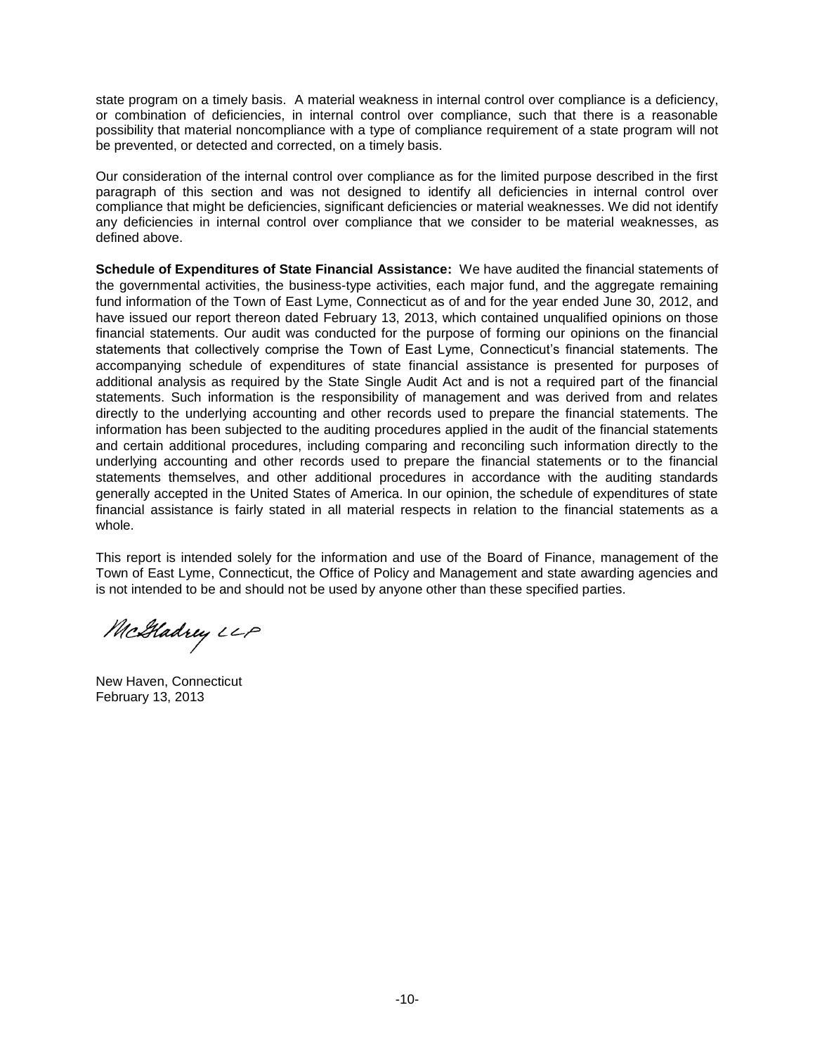state program on a timely basis. A material weakness in internal control over compliance is a deficiency, or combination of deficiencies, in internal control over compliance, such that there is a reasonable possibility that material noncompliance with a type of compliance requirement of a state program will not be prevented, or detected and corrected, on a timely basis.

Our consideration of the internal control over compliance as for the limited purpose described in the first paragraph of this section and was not designed to identify all deficiencies in internal control over compliance that might be deficiencies, significant deficiencies or material weaknesses. We did not identify any deficiencies in internal control over compliance that we consider to be material weaknesses, as defined above.

**Schedule of Expenditures of State Financial Assistance:** We have audited the financial statements of the governmental activities, the business-type activities, each major fund, and the aggregate remaining fund information of the Town of East Lyme, Connecticut as of and for the year ended June 30, 2012, and have issued our report thereon dated February 13, 2013, which contained unqualified opinions on those financial statements. Our audit was conducted for the purpose of forming our opinions on the financial statements that collectively comprise the Town of East Lyme, Connecticut's financial statements. The accompanying schedule of expenditures of state financial assistance is presented for purposes of additional analysis as required by the State Single Audit Act and is not a required part of the financial statements. Such information is the responsibility of management and was derived from and relates directly to the underlying accounting and other records used to prepare the financial statements. The information has been subjected to the auditing procedures applied in the audit of the financial statements and certain additional procedures, including comparing and reconciling such information directly to the underlying accounting and other records used to prepare the financial statements or to the financial statements themselves, and other additional procedures in accordance with the auditing standards generally accepted in the United States of America. In our opinion, the schedule of expenditures of state financial assistance is fairly stated in all material respects in relation to the financial statements as a whole.

This report is intended solely for the information and use of the Board of Finance, management of the Town of East Lyme, Connecticut, the Office of Policy and Management and state awarding agencies and is not intended to be and should not be used by anyone other than these specified parties.

McGladrey LLP

New Haven, Connecticut
February 13, 2013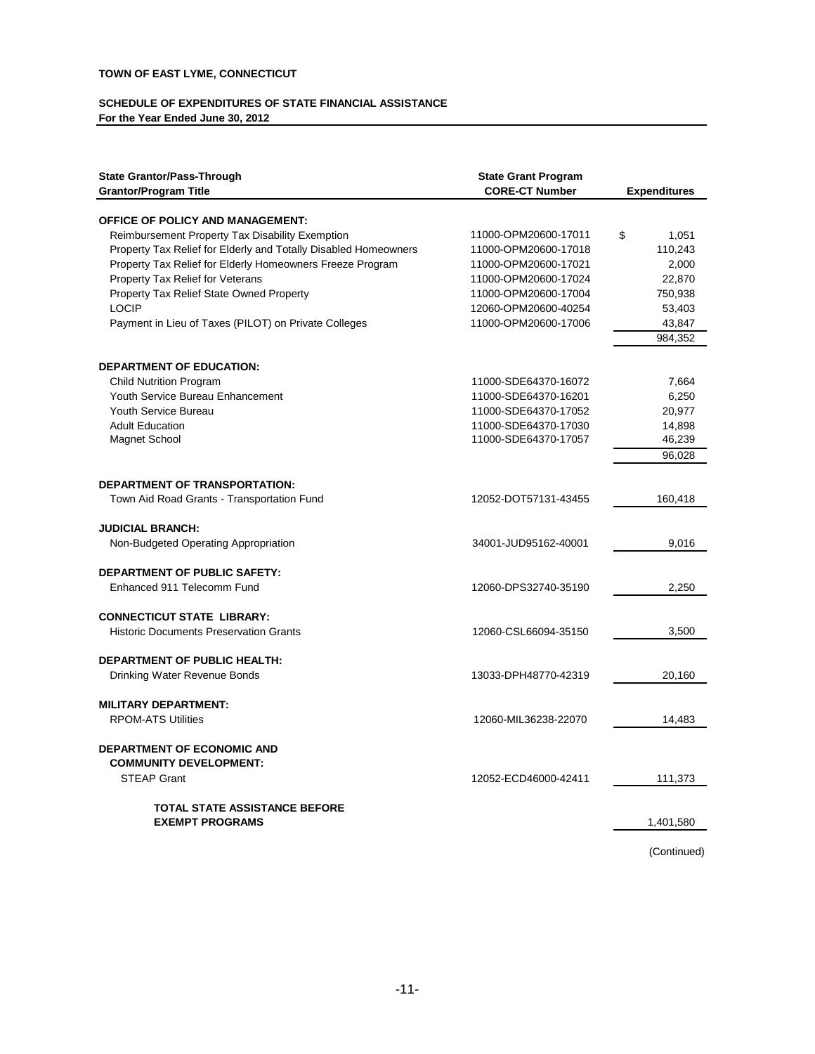**TOWN OF EAST LYME, CONNECTICUT**

**SCHEDULE OF EXPENDITURES OF STATE FINANCIAL ASSISTANCE**
**For the Year Ended June 30, 2012**

| State Grantor/Pass-Through Grantor/Program Title | State Grant Program CORE-CT Number | Expenditures |
|---|---|---|
| **OFFICE OF POLICY AND MANAGEMENT:** | | |
| Reimbursement Property Tax Disability Exemption | 11000-OPM20600-17011 | $ 1,051 |
| Property Tax Relief for Elderly and Totally Disabled Homeowners | 11000-OPM20600-17018 | 110,243 |
| Property Tax Relief for Elderly Homeowners Freeze Program | 11000-OPM20600-17021 | 2,000 |
| Property Tax Relief for Veterans | 11000-OPM20600-17024 | 22,870 |
| Property Tax Relief State Owned Property | 11000-OPM20600-17004 | 750,938 |
| LOCIP | 12060-OPM20600-40254 | 53,403 |
| Payment in Lieu of Taxes (PILOT) on Private Colleges | 11000-OPM20600-17006 | 43,847 |
| | | 984,352 |
| **DEPARTMENT OF EDUCATION:** | | |
| Child Nutrition Program | 11000-SDE64370-16072 | 7,664 |
| Youth Service Bureau Enhancement | 11000-SDE64370-16201 | 6,250 |
| Youth Service Bureau | 11000-SDE64370-17052 | 20,977 |
| Adult Education | 11000-SDE64370-17030 | 14,898 |
| Magnet School | 11000-SDE64370-17057 | 46,239 |
| | | 96,028 |
| **DEPARTMENT OF TRANSPORTATION:** | | |
| Town Aid Road Grants - Transportation Fund | 12052-DOT57131-43455 | 160,418 |
| **JUDICIAL BRANCH:** | | |
| Non-Budgeted Operating Appropriation | 34001-JUD95162-40001 | 9,016 |
| **DEPARTMENT OF PUBLIC SAFETY:** | | |
| Enhanced 911 Telecomm Fund | 12060-DPS32740-35190 | 2,250 |
| **CONNECTICUT STATE LIBRARY:** | | |
| Historic Documents Preservation Grants | 12060-CSL66094-35150 | 3,500 |
| **DEPARTMENT OF PUBLIC HEALTH:** | | |
| Drinking Water Revenue Bonds | 13033-DPH48770-42319 | 20,160 |
| **MILITARY DEPARTMENT:** | | |
| RPOM-ATS Utilities | 12060-MIL36238-22070 | 14,483 |
| **DEPARTMENT OF ECONOMIC AND COMMUNITY DEVELOPMENT:** | | |
| STEAP Grant | 12052-ECD46000-42411 | 111,373 |
| **TOTAL STATE ASSISTANCE BEFORE EXEMPT PROGRAMS** | | 1,401,580 |

(Continued)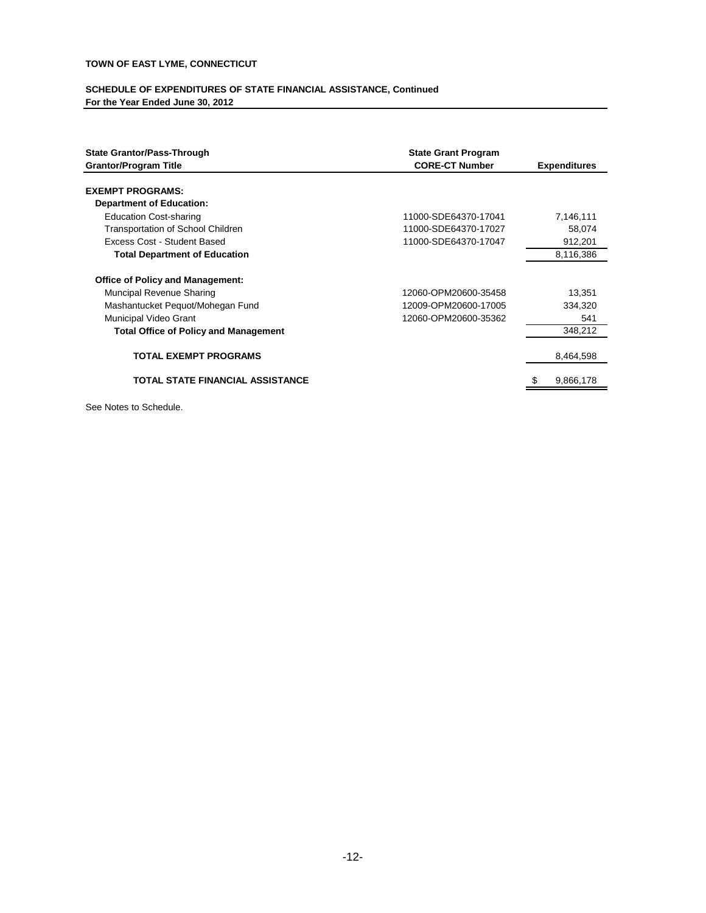**TOWN OF EAST LYME, CONNECTICUT**

**SCHEDULE OF EXPENDITURES OF STATE FINANCIAL ASSISTANCE, Continued**
**For the Year Ended June 30, 2012**

| State Grantor/Pass-Through Grantor/Program Title | State Grant Program CORE-CT Number | Expenditures |
|---|---|---|
| **EXEMPT PROGRAMS:** | | |
| **Department of Education:** | | |
| Education Cost-sharing | 11000-SDE64370-17041 | 7,146,111 |
| Transportation of School Children | 11000-SDE64370-17027 | 58,074 |
| Excess Cost - Student Based | 11000-SDE64370-17047 | 912,201 |
| **Total Department of Education** | | 8,116,386 |
| **Office of Policy and Management:** | | |
| Muncipal Revenue Sharing | 12060-OPM20600-35458 | 13,351 |
| Mashantucket Pequot/Mohegan Fund | 12009-OPM20600-17005 | 334,320 |
| Municipal Video Grant | 12060-OPM20600-35362 | 541 |
| **Total Office of Policy and Management** | | 348,212 |
| **TOTAL EXEMPT PROGRAMS** | | 8,464,598 |
| **TOTAL STATE FINANCIAL ASSISTANCE** | | $ 9,866,178 |

See Notes to Schedule.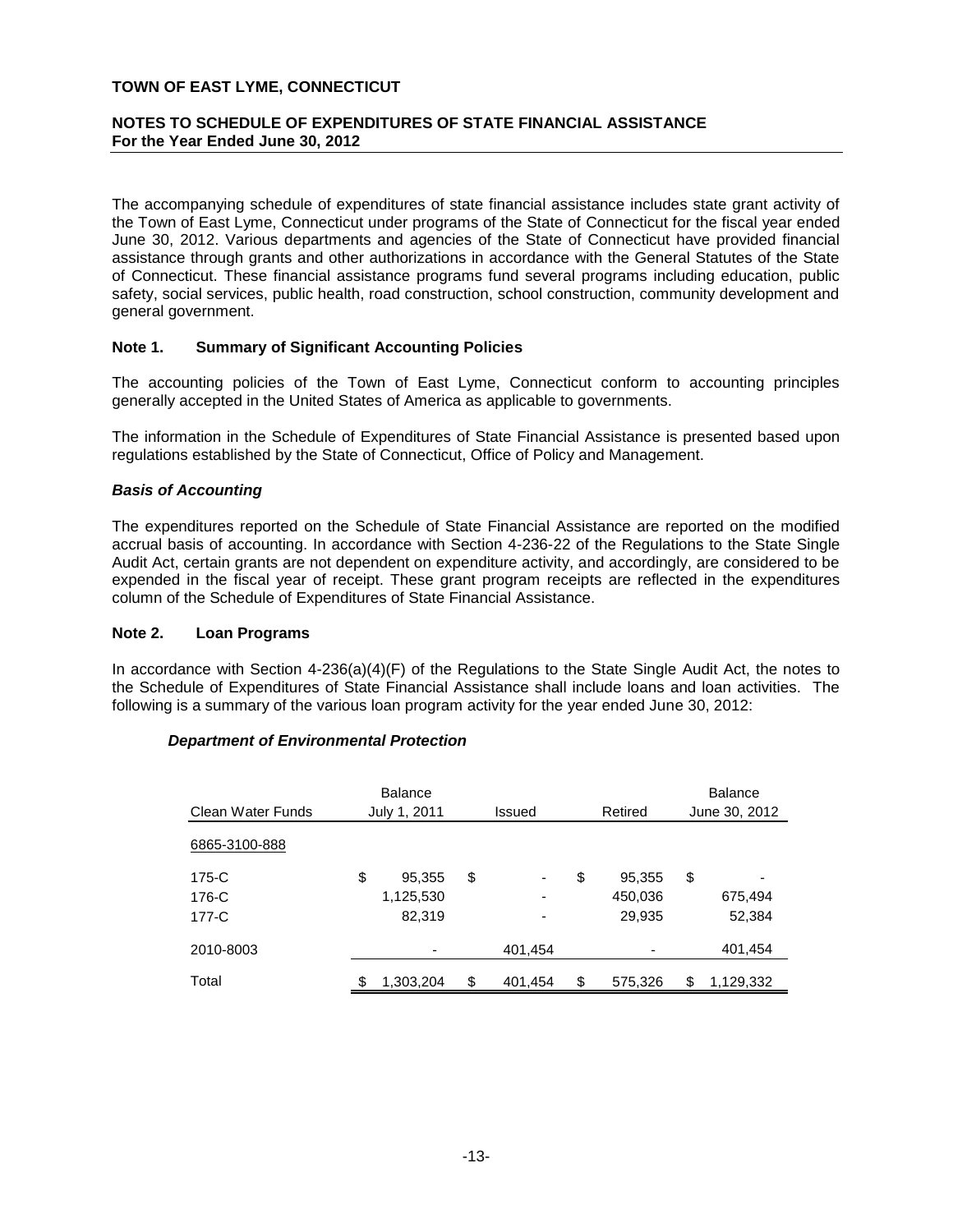# TOWN OF EAST LYME, CONNECTICUT

## NOTES TO SCHEDULE OF EXPENDITURES OF STATE FINANCIAL ASSISTANCE
**For the Year Ended June 30, 2012**

The accompanying schedule of expenditures of state financial assistance includes state grant activity of the Town of East Lyme, Connecticut under programs of the State of Connecticut for the fiscal year ended June 30, 2012. Various departments and agencies of the State of Connecticut have provided financial assistance through grants and other authorizations in accordance with the General Statutes of the State of Connecticut. These financial assistance programs fund several programs including education, public safety, social services, public health, road construction, school construction, community development and general government.

### Note 1. Summary of Significant Accounting Policies

The accounting policies of the Town of East Lyme, Connecticut conform to accounting principles generally accepted in the United States of America as applicable to governments.

The information in the Schedule of Expenditures of State Financial Assistance is presented based upon regulations established by the State of Connecticut, Office of Policy and Management.

***Basis of Accounting***

The expenditures reported on the Schedule of State Financial Assistance are reported on the modified accrual basis of accounting. In accordance with Section 4-236-22 of the Regulations to the State Single Audit Act, certain grants are not dependent on expenditure activity, and accordingly, are considered to be expended in the fiscal year of receipt. These grant program receipts are reflected in the expenditures column of the Schedule of Expenditures of State Financial Assistance.

### Note 2. Loan Programs

In accordance with Section 4-236(a)(4)(F) of the Regulations to the State Single Audit Act, the notes to the Schedule of Expenditures of State Financial Assistance shall include loans and loan activities. The following is a summary of the various loan program activity for the year ended June 30, 2012:

***Department of Environmental Protection***

| Clean Water Funds | Balance July 1, 2011 | Issued | Retired | Balance June 30, 2012 |
|---|---|---|---|---|
| 6865-3100-888 | | | | |
| 175-C | $ 95,355 | $ - | $ 95,355 | $ - |
| 176-C | 1,125,530 | - | 450,036 | 675,494 |
| 177-C | 82,319 | - | 29,935 | 52,384 |
| 2010-8003 | - | 401,454 | - | 401,454 |
| Total | $ 1,303,204 | $ 401,454 | $ 575,326 | $ 1,129,332 |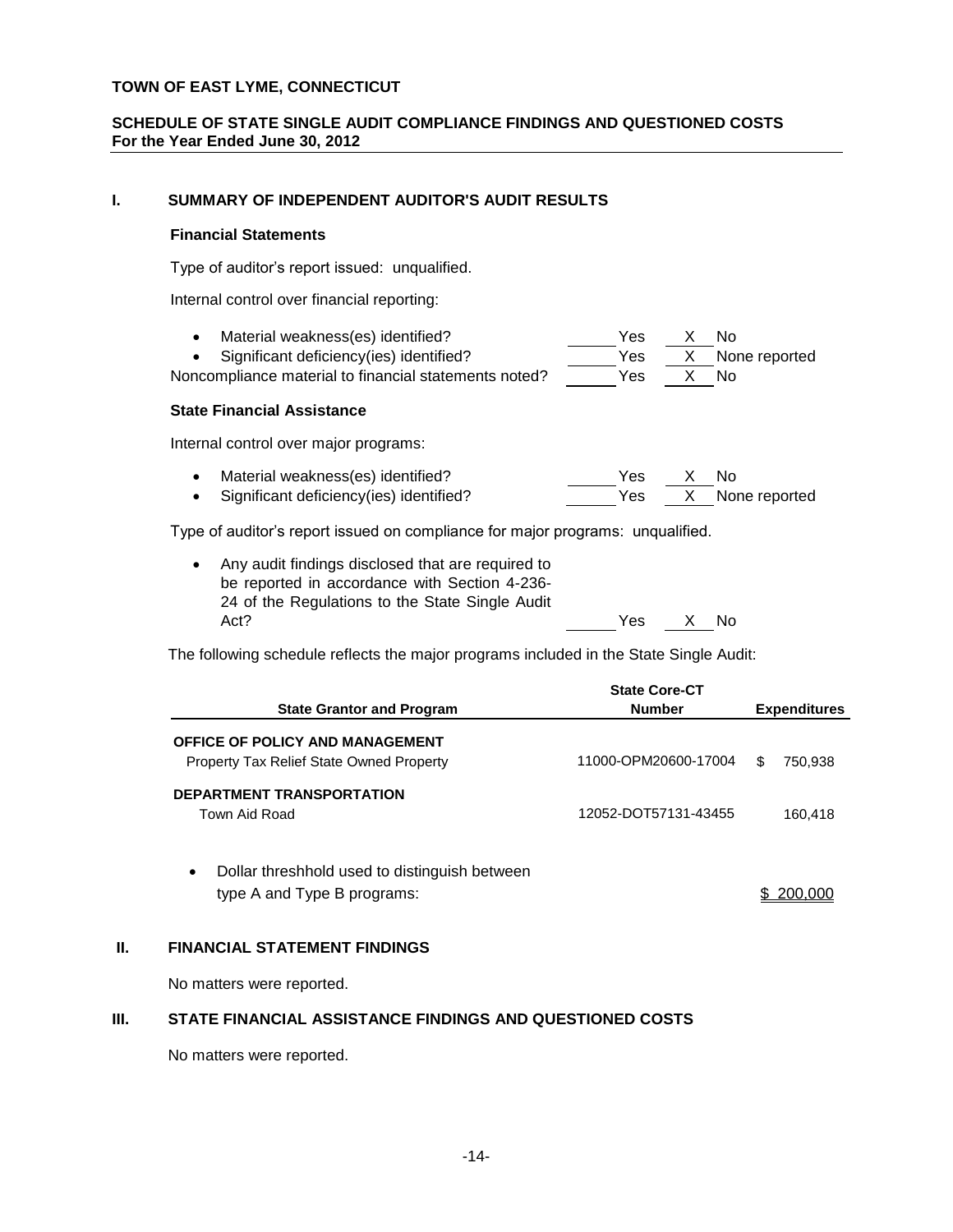**TOWN OF EAST LYME, CONNECTICUT**

**SCHEDULE OF STATE SINGLE AUDIT COMPLIANCE FINDINGS AND QUESTIONED COSTS**
**For the Year Ended June 30, 2012**

## I. SUMMARY OF INDEPENDENT AUDITOR'S AUDIT RESULTS

**Financial Statements**

Type of auditor's report issued: unqualified.

Internal control over financial reporting:

| | | |
|---|---|---|
| • Material weakness(es) identified? | _____ Yes | X No |
| • Significant deficiency(ies) identified? | _____ Yes | X None reported |
| Noncompliance material to financial statements noted? | _____ Yes | X No |

**State Financial Assistance**

Internal control over major programs:

| | | |
|---|---|---|
| • Material weakness(es) identified? | _____ Yes | X No |
| • Significant deficiency(ies) identified? | _____ Yes | X None reported |

Type of auditor's report issued on compliance for major programs: unqualified.

| | | |
|---|---|---|
| • Any audit findings disclosed that are required to be reported in accordance with Section 4-236-24 of the Regulations to the State Single Audit Act? | _____ Yes | X No |

The following schedule reflects the major programs included in the State Single Audit:

| State Grantor and Program | State Core-CT Number | Expenditures |
|---|---|---|
| **OFFICE OF POLICY AND MANAGEMENT** | | |
| Property Tax Relief State Owned Property | 11000-OPM20600-17004 | $ 750,938 |
| **DEPARTMENT TRANSPORTATION** | | |
| Town Aid Road | 12052-DOT57131-43455 | 160,418 |

• Dollar threshhold used to distinguish between type A and Type B programs: $ 200,000

## II. FINANCIAL STATEMENT FINDINGS

No matters were reported.

## III. STATE FINANCIAL ASSISTANCE FINDINGS AND QUESTIONED COSTS

No matters were reported.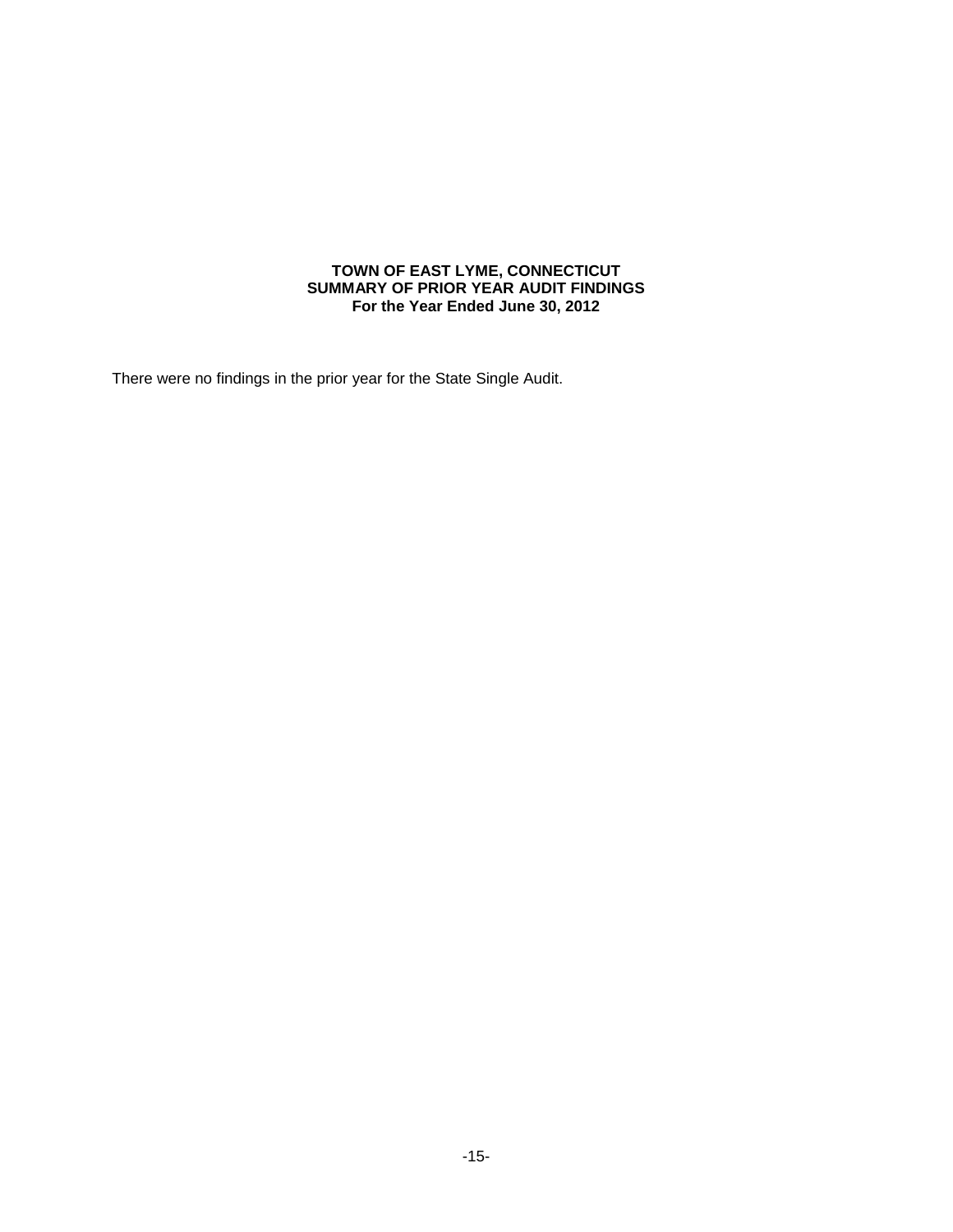# TOWN OF EAST LYME, CONNECTICUT
## SUMMARY OF PRIOR YEAR AUDIT FINDINGS
### For the Year Ended June 30, 2012

There were no findings in the prior year for the State Single Audit.